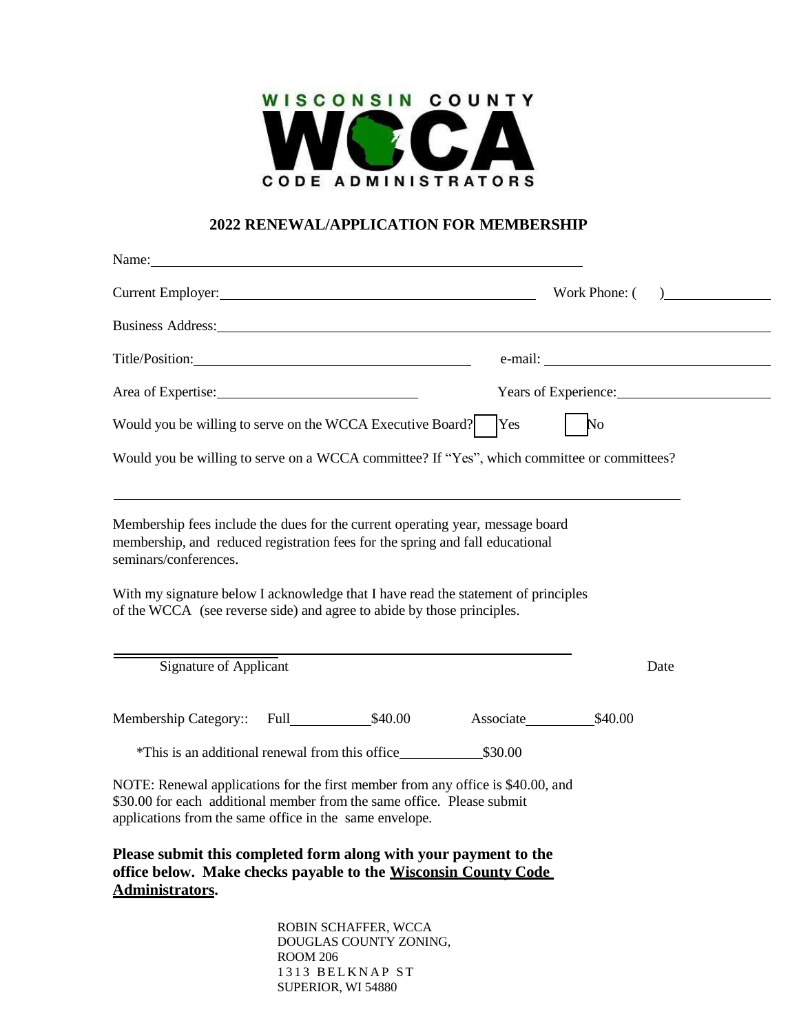WISCONSIN COUNTY

WCCA

CODE ADMINISTRATORS

## 2022 RENEWAL/APPLICATION FOR MEMBERSHIP

Name: ______________________________________________

Current Employer: ______________________________ Work Phone: ( ) ____________

Business Address: ______________________________________________

Title/Position: ____________________________ e-mail: ____________________________

Area of Expertise: ______________________ Years of Experience: ____________________

Would you be willing to serve on the WCCA Executive Board? ☐ Yes ☐ No

Would you be willing to serve on a WCCA committee? If "Yes", which committee or committees?

______________________________________________

Membership fees include the dues for the current operating year, message board membership, and reduced registration fees for the spring and fall educational seminars/conferences.

With my signature below I acknowledge that I have read the statement of principles of the WCCA (see reverse side) and agree to abide by those principles.

______________________________________________

Signature of Applicant                                                                 Date

Membership Category:: Full __________ $40.00     Associate __________ $40.00

*This is an additional renewal from this office __________ $30.00

NOTE: Renewal applications for the first member from any office is $40.00, and $30.00 for each additional member from the same office. Please submit applications from the same office in the same envelope.

**Please submit this completed form along with your payment to the office below. Make checks payable to the Wisconsin County Code Administrators.**

ROBIN SCHAFFER, WCCA
DOUGLAS COUNTY ZONING,
ROOM 206
1313 BELKNAP ST
SUPERIOR, WI 54880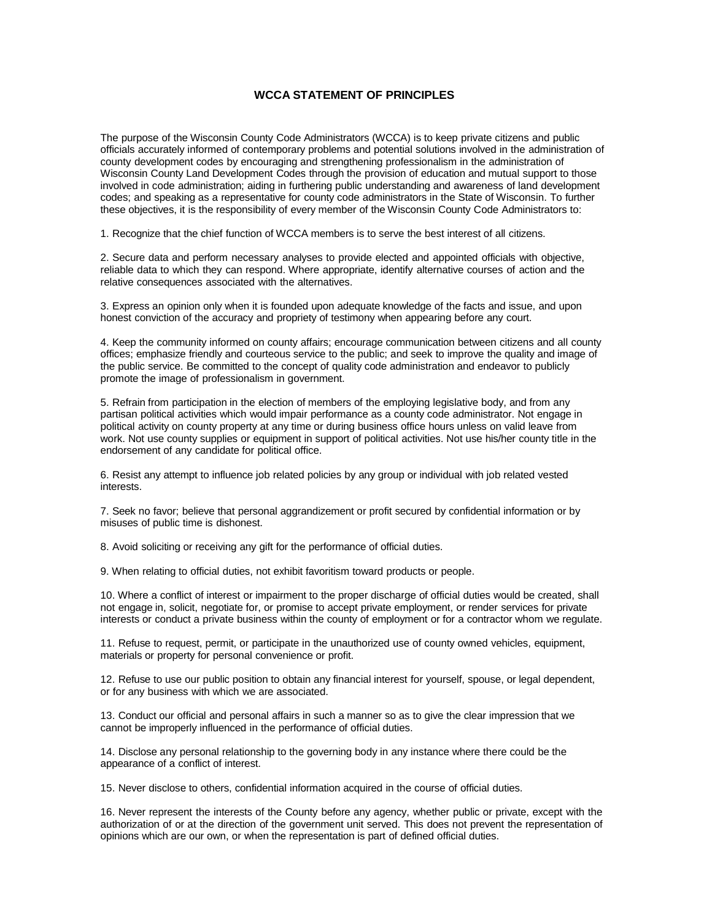## WCCA STATEMENT OF PRINCIPLES

The purpose of the Wisconsin County Code Administrators (WCCA) is to keep private citizens and public officials accurately informed of contemporary problems and potential solutions involved in the administration of county development codes by encouraging and strengthening professionalism in the administration of Wisconsin County Land Development Codes through the provision of education and mutual support to those involved in code administration; aiding in furthering public understanding and awareness of land development codes; and speaking as a representative for county code administrators in the State of Wisconsin. To further these objectives, it is the responsibility of every member of the Wisconsin County Code Administrators to:

1. Recognize that the chief function of WCCA members is to serve the best interest of all citizens.

2. Secure data and perform necessary analyses to provide elected and appointed officials with objective, reliable data to which they can respond. Where appropriate, identify alternative courses of action and the relative consequences associated with the alternatives.

3. Express an opinion only when it is founded upon adequate knowledge of the facts and issue, and upon honest conviction of the accuracy and propriety of testimony when appearing before any court.

4. Keep the community informed on county affairs; encourage communication between citizens and all county offices; emphasize friendly and courteous service to the public; and seek to improve the quality and image of the public service. Be committed to the concept of quality code administration and endeavor to publicly promote the image of professionalism in government.

5. Refrain from participation in the election of members of the employing legislative body, and from any partisan political activities which would impair performance as a county code administrator. Not engage in political activity on county property at any time or during business office hours unless on valid leave from work. Not use county supplies or equipment in support of political activities. Not use his/her county title in the endorsement of any candidate for political office.

6. Resist any attempt to influence job related policies by any group or individual with job related vested interests.

7. Seek no favor; believe that personal aggrandizement or profit secured by confidential information or by misuses of public time is dishonest.

8. Avoid soliciting or receiving any gift for the performance of official duties.

9. When relating to official duties, not exhibit favoritism toward products or people.

10. Where a conflict of interest or impairment to the proper discharge of official duties would be created, shall not engage in, solicit, negotiate for, or promise to accept private employment, or render services for private interests or conduct a private business within the county of employment or for a contractor whom we regulate.

11. Refuse to request, permit, or participate in the unauthorized use of county owned vehicles, equipment, materials or property for personal convenience or profit.

12. Refuse to use our public position to obtain any financial interest for yourself, spouse, or legal dependent, or for any business with which we are associated.

13. Conduct our official and personal affairs in such a manner so as to give the clear impression that we cannot be improperly influenced in the performance of official duties.

14. Disclose any personal relationship to the governing body in any instance where there could be the appearance of a conflict of interest.

15. Never disclose to others, confidential information acquired in the course of official duties.

16. Never represent the interests of the County before any agency, whether public or private, except with the authorization of or at the direction of the government unit served. This does not prevent the representation of opinions which are our own, or when the representation is part of defined official duties.